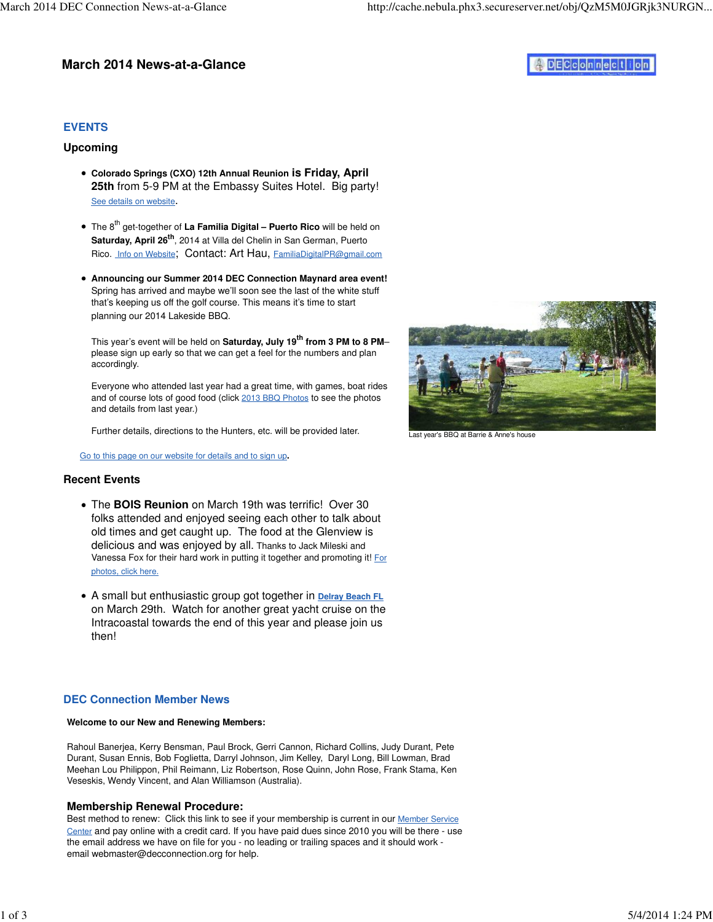# March 2014 News-at-a-Glance

## EVENTS

### Upcoming

- **Colorado Springs (CXO) 12th Annual Reunion is Friday, April 25th** from 5-9 PM at the Embassy Suites Hotel. Big party! See details on website.

- The 8th get-together of **La Familia Digital – Puerto Rico** will be held on **Saturday, April 26th**, 2014 at Villa del Chelin in San German, Puerto Rico. Info on Website; Contact: Art Hau, FamiliaDigitalPR@gmail.com

- **Announcing our Summer 2014 DEC Connection Maynard area event!** Spring has arrived and maybe we'll soon see the last of the white stuff that's keeping us off the golf course. This means it's time to start planning our 2014 Lakeside BBQ.

  This year's event will be held on **Saturday, July 19th from 3 PM to 8 PM**– please sign up early so that we can get a feel for the numbers and plan accordingly.

  Everyone who attended last year had a great time, with games, boat rides and of course lots of good food (click 2013 BBQ Photos to see the photos and details from last year.)

  Further details, directions to the Hunters, etc. will be provided later.

Last year's BBQ at Barrie & Anne's house

Go to this page on our website for details and to sign up.

### Recent Events

- The **BOIS Reunion** on March 19th was terrific! Over 30 folks attended and enjoyed seeing each other to talk about old times and get caught up. The food at the Glenview is delicious and was enjoyed by all. Thanks to Jack Mileski and Vanessa Fox for their hard work in putting it together and promoting it! For photos, click here.

- A small but enthusiastic group got together in **Delray Beach FL** on March 29th. Watch for another great yacht cruise on the Intracoastal towards the end of this year and please join us then!

## DEC Connection Member News

**Welcome to our New and Renewing Members:**

Rahoul Banerjea, Kerry Bensman, Paul Brock, Gerri Cannon, Richard Collins, Judy Durant, Pete Durant, Susan Ennis, Bob Foglietta, Darryl Johnson, Jim Kelley, Daryl Long, Bill Lowman, Brad Meehan Lou Philippon, Phil Reimann, Liz Robertson, Rose Quinn, John Rose, Frank Stama, Ken Veseskis, Wendy Vincent, and Alan Williamson (Australia).

### Membership Renewal Procedure:

Best method to renew: Click this link to see if your membership is current in our Member Service Center and pay online with a credit card. If you have paid dues since 2010 you will be there - use the email address we have on file for you - no leading or trailing spaces and it should work - email webmaster@decconnection.org for help.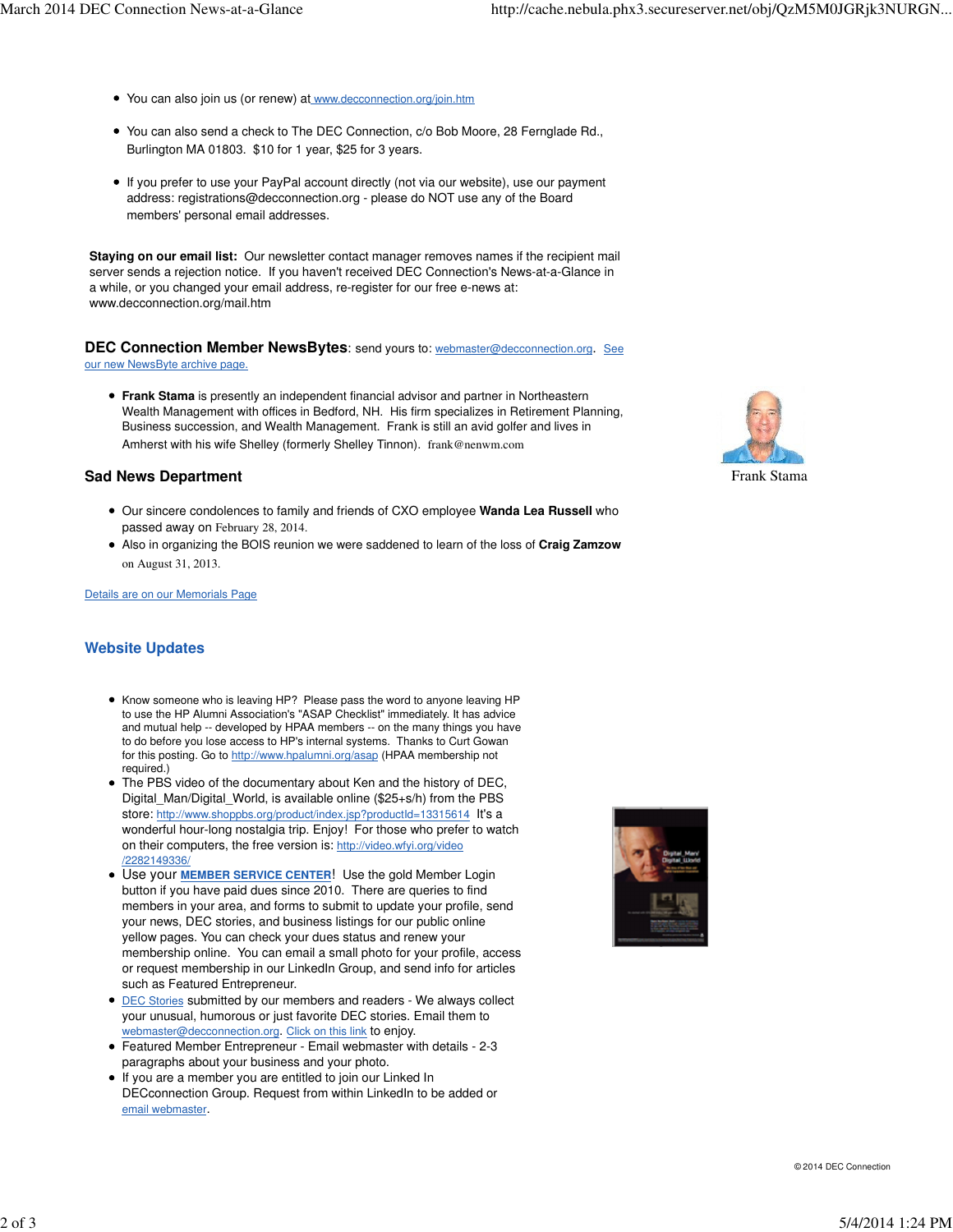- You can also join us (or renew) at www.decconnection.org/join.htm
- You can also send a check to The DEC Connection, c/o Bob Moore, 28 Fernglade Rd., Burlington MA 01803. $10 for 1 year, $25 for 3 years.
- If you prefer to use your PayPal account directly (not via our website), use our payment address: registrations@decconnection.org - please do NOT use any of the Board members' personal email addresses.

**Staying on our email list:** Our newsletter contact manager removes names if the recipient mail server sends a rejection notice. If you haven't received DEC Connection's News-at-a-Glance in a while, or you changed your email address, re-register for our free e-news at: www.decconnection.org/mail.htm

## DEC Connection Member NewsBytes: send yours to: webmaster@decconnection.org. See our new NewsByte archive page.

- **Frank Stama** is presently an independent financial advisor and partner in Northeastern Wealth Management with offices in Bedford, NH. His firm specializes in Retirement Planning, Business succession, and Wealth Management. Frank is still an avid golfer and lives in Amherst with his wife Shelley (formerly Shelley Tinnon). frank@nenwm.com

Frank Stama

## Sad News Department

- Our sincere condolences to family and friends of CXO employee **Wanda Lea Russell** who passed away on February 28, 2014.
- Also in organizing the BOIS reunion we were saddened to learn of the loss of **Craig Zamzow** on August 31, 2013.

Details are on our Memorials Page

## Website Updates

- Know someone who is leaving HP? Please pass the word to anyone leaving HP to use the HP Alumni Association's "ASAP Checklist" immediately. It has advice and mutual help -- developed by HPAA members -- on the many things you have to do before you lose access to HP's internal systems. Thanks to Curt Gowan for this posting. Go to http://www.hpalumni.org/asap (HPAA membership not required.)
- The PBS video of the documentary about Ken and the history of DEC, Digital_Man/Digital_World, is available online ($25+s/h) from the PBS store: http://www.shoppbs.org/product/index.jsp?productId=13315614 It's a wonderful hour-long nostalgia trip. Enjoy! For those who prefer to watch on their computers, the free version is: http://video.wfyi.org/video/2282149336/
- Use your **MEMBER SERVICE CENTER**! Use the gold Member Login button if you have paid dues since 2010. There are queries to find members in your area, and forms to submit to update your profile, send your news, DEC stories, and business listings for our public online yellow pages. You can check your dues status and renew your membership online. You can email a small photo for your profile, access or request membership in our LinkedIn Group, and send info for articles such as Featured Entrepreneur.
- DEC Stories submitted by our members and readers - We always collect your unusual, humorous or just favorite DEC stories. Email them to webmaster@decconnection.org. Click on this link to enjoy.
- Featured Member Entrepreneur - Email webmaster with details - 2-3 paragraphs about your business and your photo.
- If you are a member you are entitled to join our Linked In DECconnection Group. Request from within LinkedIn to be added or email webmaster.

© 2014 DEC Connection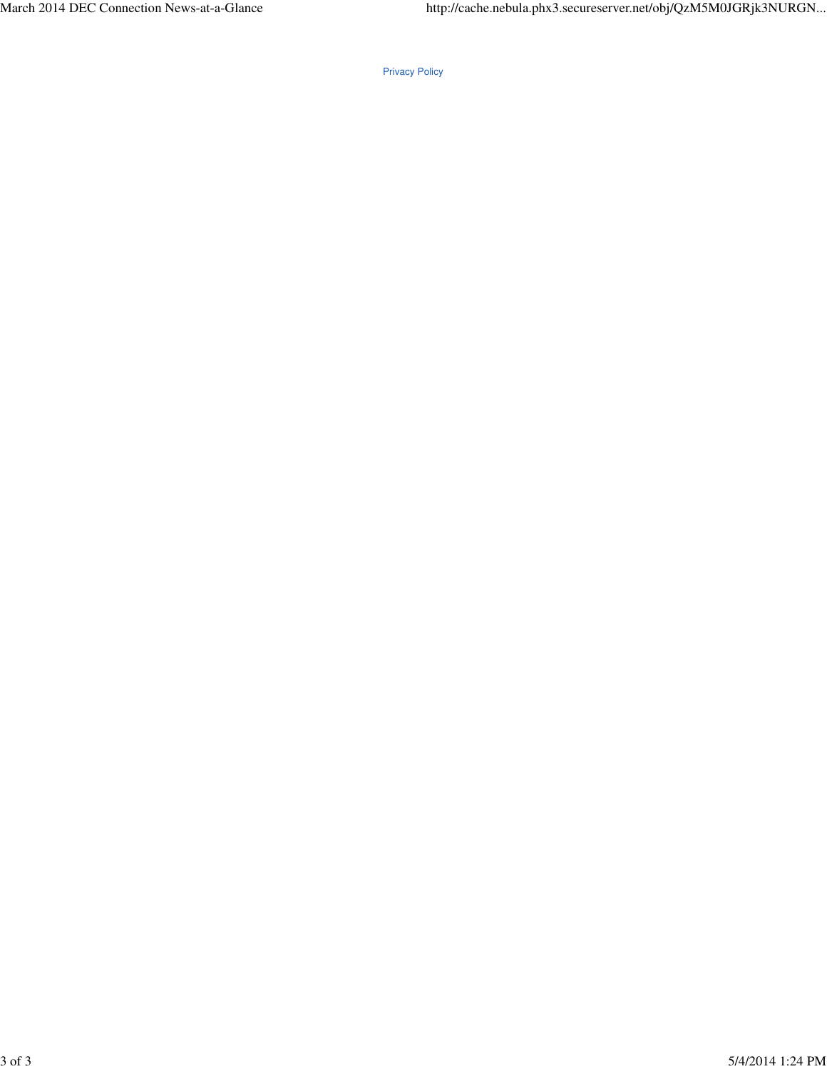Privacy Policy